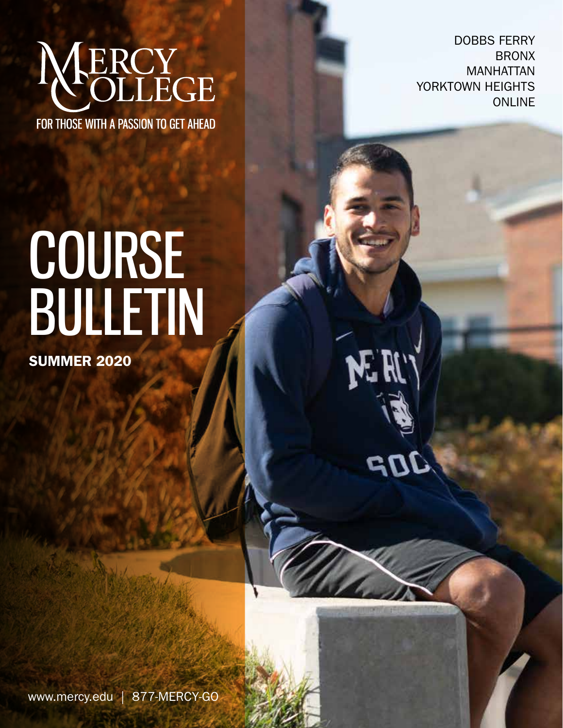# MERCY COLLEGE

FOR THOSE WITH A PASSION TO GET AHEAD

DOBBS FERRY
BRONX
MANHATTAN
YORKTOWN HEIGHTS
ONLINE

# COURSE BULLETIN

**SUMMER 2020**

www.mercy.edu | 877-MERCY-GO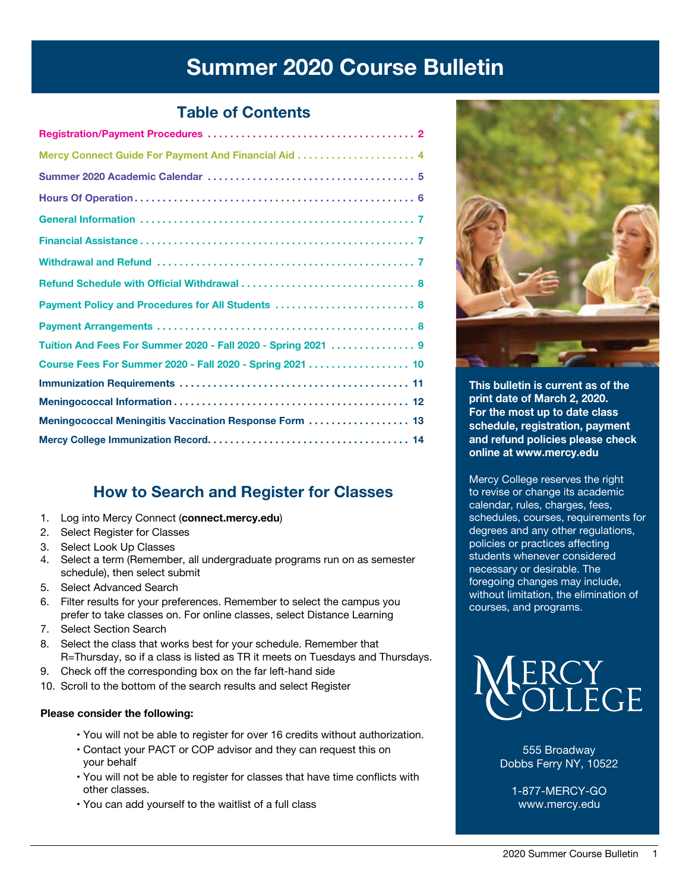# Summer 2020 Course Bulletin

## Table of Contents

| Section | Page |
|---|---|
| Registration/Payment Procedures | 2 |
| Mercy Connect Guide For Payment And Financial Aid | 4 |
| Summer 2020 Academic Calendar | 5 |
| Hours Of Operation | 6 |
| General Information | 7 |
| Financial Assistance | 7 |
| Withdrawal and Refund | 7 |
| Refund Schedule with Official Withdrawal | 8 |
| Payment Policy and Procedures for All Students | 8 |
| Payment Arrangements | 8 |
| Tuition And Fees For Summer 2020 - Fall 2020 - Spring 2021 | 9 |
| Course Fees For Summer 2020 - Fall 2020 - Spring 2021 | 10 |
| Immunization Requirements | 11 |
| Meningococcal Information | 12 |
| Meningococcal Meningitis Vaccination Response Form | 13 |
| Mercy College Immunization Record | 14 |

## How to Search and Register for Classes

1. Log into Mercy Connect (**connect.mercy.edu**)
2. Select Register for Classes
3. Select Look Up Classes
4. Select a term (Remember, all undergraduate programs run on as semester schedule), then select submit
5. Select Advanced Search
6. Filter results for your preferences. Remember to select the campus you prefer to take classes on. For online classes, select Distance Learning
7. Select Section Search
8. Select the class that works best for your schedule. Remember that R=Thursday, so if a class is listed as TR it meets on Tuesdays and Thursdays.
9. Check off the corresponding box on the far left-hand side
10. Scroll to the bottom of the search results and select Register

**Please consider the following:**

- You will not be able to register for over 16 credits without authorization.
- Contact your PACT or COP advisor and they can request this on your behalf
- You will not be able to register for classes that have time conflicts with other classes.
- You can add yourself to the waitlist of a full class

**This bulletin is current as of the print date of March 2, 2020. For the most up to date class schedule, registration, payment and refund policies please check online at www.mercy.edu**

Mercy College reserves the right to revise or change its academic calendar, rules, charges, fees, schedules, courses, requirements for degrees and any other regulations, policies or practices affecting students whenever considered necessary or desirable. The foregoing changes may include, without limitation, the elimination of courses, and programs.

MERCY COLLEGE

555 Broadway
Dobbs Ferry NY, 10522

1-877-MERCY-GO
www.mercy.edu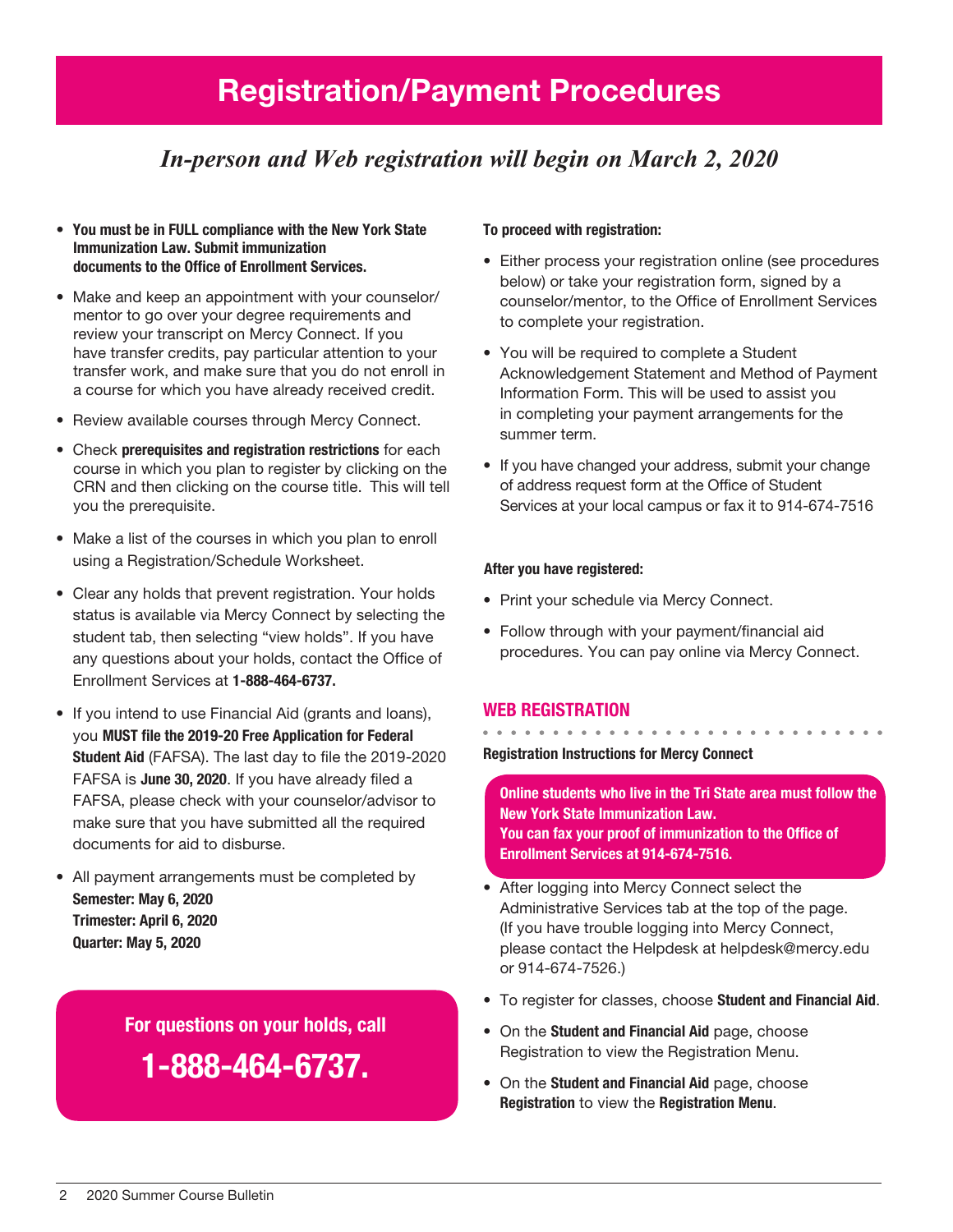# Registration/Payment Procedures

*In-person and Web registration will begin on March 2, 2020*

- **You must be in FULL compliance with the New York State Immunization Law. Submit immunization documents to the Office of Enrollment Services.**
- Make and keep an appointment with your counselor/mentor to go over your degree requirements and review your transcript on Mercy Connect. If you have transfer credits, pay particular attention to your transfer work, and make sure that you do not enroll in a course for which you have already received credit.
- Review available courses through Mercy Connect.
- Check **prerequisites and registration restrictions** for each course in which you plan to register by clicking on the CRN and then clicking on the course title. This will tell you the prerequisite.
- Make a list of the courses in which you plan to enroll using a Registration/Schedule Worksheet.
- Clear any holds that prevent registration. Your holds status is available via Mercy Connect by selecting the student tab, then selecting "view holds". If you have any questions about your holds, contact the Office of Enrollment Services at **1-888-464-6737.**
- If you intend to use Financial Aid (grants and loans), you **MUST file the 2019-20 Free Application for Federal Student Aid** (FAFSA). The last day to file the 2019-2020 FAFSA is **June 30, 2020**. If you have already filed a FAFSA, please check with your counselor/advisor to make sure that you have submitted all the required documents for aid to disburse.
- All payment arrangements must be completed by
  **Semester: May 6, 2020**
  **Trimester: April 6, 2020**
  **Quarter: May 5, 2020**

**For questions on your holds, call**

**1-888-464-6737.**

**To proceed with registration:**

- Either process your registration online (see procedures below) or take your registration form, signed by a counselor/mentor, to the Office of Enrollment Services to complete your registration.
- You will be required to complete a Student Acknowledgement Statement and Method of Payment Information Form. This will be used to assist you in completing your payment arrangements for the summer term.
- If you have changed your address, submit your change of address request form at the Office of Student Services at your local campus or fax it to 914-674-7516

**After you have registered:**

- Print your schedule via Mercy Connect.
- Follow through with your payment/financial aid procedures. You can pay online via Mercy Connect.

## WEB REGISTRATION

**Registration Instructions for Mercy Connect**

**Online students who live in the Tri State area must follow the New York State Immunization Law.**
**You can fax your proof of immunization to the Office of Enrollment Services at 914-674-7516.**

- After logging into Mercy Connect select the Administrative Services tab at the top of the page. (If you have trouble logging into Mercy Connect, please contact the Helpdesk at helpdesk@mercy.edu or 914-674-7526.)
- To register for classes, choose **Student and Financial Aid**.
- On the **Student and Financial Aid** page, choose Registration to view the Registration Menu.
- On the **Student and Financial Aid** page, choose **Registration** to view the **Registration Menu**.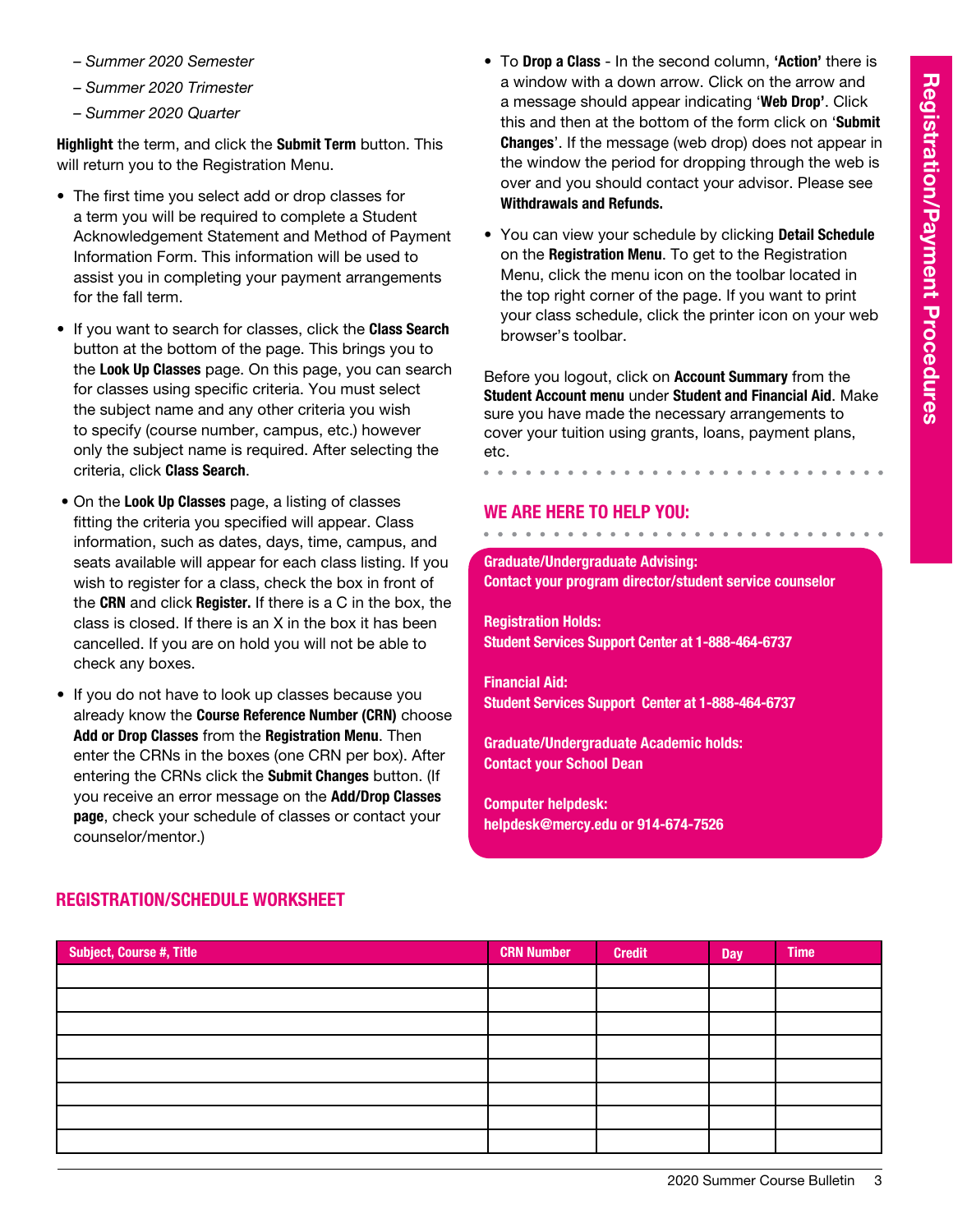– *Summer 2020 Semester*

– *Summer 2020 Trimester*

– *Summer 2020 Quarter*

**Highlight** the term, and click the **Submit Term** button. This will return you to the Registration Menu.

- The first time you select add or drop classes for a term you will be required to complete a Student Acknowledgement Statement and Method of Payment Information Form. This information will be used to assist you in completing your payment arrangements for the fall term.
- If you want to search for classes, click the **Class Search** button at the bottom of the page. This brings you to the **Look Up Classes** page. On this page, you can search for classes using specific criteria. You must select the subject name and any other criteria you wish to specify (course number, campus, etc.) however only the subject name is required. After selecting the criteria, click **Class Search**.
- On the **Look Up Classes** page, a listing of classes fitting the criteria you specified will appear. Class information, such as dates, days, time, campus, and seats available will appear for each class listing. If you wish to register for a class, check the box in front of the **CRN** and click **Register.** If there is a C in the box, the class is closed. If there is an X in the box it has been cancelled. If you are on hold you will not be able to check any boxes.
- If you do not have to look up classes because you already know the **Course Reference Number (CRN)** choose **Add or Drop Classes** from the **Registration Menu**. Then enter the CRNs in the boxes (one CRN per box). After entering the CRNs click the **Submit Changes** button. (If you receive an error message on the **Add/Drop Classes page**, check your schedule of classes or contact your counselor/mentor.)
- To **Drop a Class** - In the second column, **'Action'** there is a window with a down arrow. Click on the arrow and a message should appear indicating '**Web Drop**'. Click this and then at the bottom of the form click on '**Submit Changes**'. If the message (web drop) does not appear in the window the period for dropping through the web is over and you should contact your advisor. Please see **Withdrawals and Refunds.**
- You can view your schedule by clicking **Detail Schedule** on the **Registration Menu**. To get to the Registration Menu, click the menu icon on the toolbar located in the top right corner of the page. If you want to print your class schedule, click the printer icon on your web browser's toolbar.

Before you logout, click on **Account Summary** from the **Student Account menu** under **Student and Financial Aid**. Make sure you have made the necessary arrangements to cover your tuition using grants, loans, payment plans, etc.

## WE ARE HERE TO HELP YOU:

**Graduate/Undergraduate Advising:**
**Contact your program director/student service counselor**

**Registration Holds:**
**Student Services Support Center at 1-888-464-6737**

**Financial Aid:**
**Student Services Support Center at 1-888-464-6737**

**Graduate/Undergraduate Academic holds:**
**Contact your School Dean**

**Computer helpdesk:**
**helpdesk@mercy.edu or 914-674-7526**

## REGISTRATION/SCHEDULE WORKSHEET

| Subject, Course #, Title | CRN Number | Credit | Day | Time |
|---|---|---|---|---|
| | | | | |
| | | | | |
| | | | | |
| | | | | |
| | | | | |
| | | | | |
| | | | | |
| | | | | |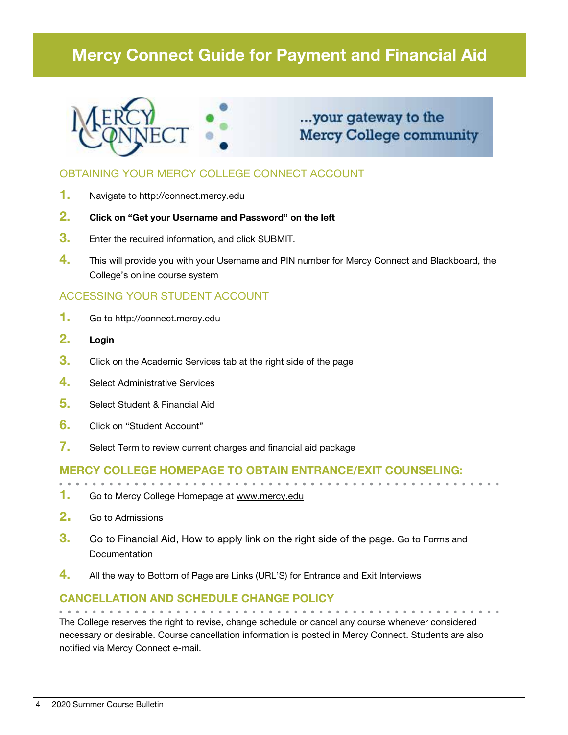# Mercy Connect Guide for Payment and Financial Aid

...your gateway to the Mercy College community

## OBTAINING YOUR MERCY COLLEGE CONNECT ACCOUNT

1. Navigate to http://connect.mercy.edu
2. **Click on "Get your Username and Password" on the left**
3. Enter the required information, and click SUBMIT.
4. This will provide you with your Username and PIN number for Mercy Connect and Blackboard, the College's online course system

## ACCESSING YOUR STUDENT ACCOUNT

1. Go to http://connect.mercy.edu
2. **Login**
3. Click on the Academic Services tab at the right side of the page
4. Select Administrative Services
5. Select Student & Financial Aid
6. Click on "Student Account"
7. Select Term to review current charges and financial aid package

## MERCY COLLEGE HOMEPAGE TO OBTAIN ENTRANCE/EXIT COUNSELING:

1. Go to Mercy College Homepage at www.mercy.edu
2. Go to Admissions
3. Go to Financial Aid, How to apply link on the right side of the page. Go to Forms and Documentation
4. All the way to Bottom of Page are Links (URL'S) for Entrance and Exit Interviews

## CANCELLATION AND SCHEDULE CHANGE POLICY

The College reserves the right to revise, change schedule or cancel any course whenever considered necessary or desirable. Course cancellation information is posted in Mercy Connect. Students are also notified via Mercy Connect e-mail.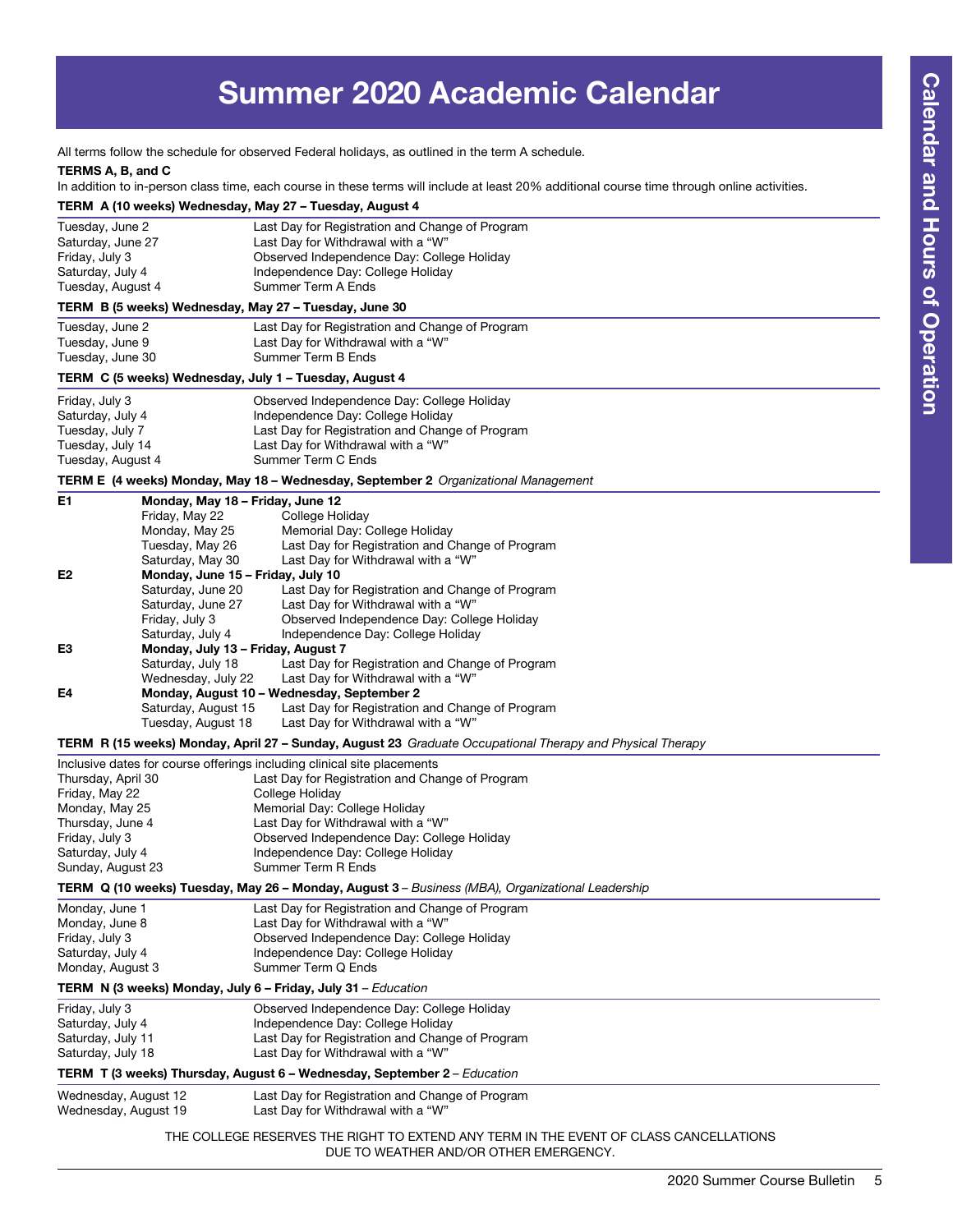# Summer 2020 Academic Calendar

All terms follow the schedule for observed Federal holidays, as outlined in the term A schedule.

**TERMS A, B, and C**

In addition to in-person class time, each course in these terms will include at least 20% additional course time through online activities.

**TERM A (10 weeks) Wednesday, May 27 – Tuesday, August 4**

| | |
|---|---|
| Tuesday, June 2 | Last Day for Registration and Change of Program |
| Saturday, June 27 | Last Day for Withdrawal with a "W" |
| Friday, July 3 | Observed Independence Day: College Holiday |
| Saturday, July 4 | Independence Day: College Holiday |
| Tuesday, August 4 | Summer Term A Ends |

**TERM B (5 weeks) Wednesday, May 27 – Tuesday, June 30**

| | |
|---|---|
| Tuesday, June 2 | Last Day for Registration and Change of Program |
| Tuesday, June 9 | Last Day for Withdrawal with a "W" |
| Tuesday, June 30 | Summer Term B Ends |

**TERM C (5 weeks) Wednesday, July 1 – Tuesday, August 4**

| | |
|---|---|
| Friday, July 3 | Observed Independence Day: College Holiday |
| Saturday, July 4 | Independence Day: College Holiday |
| Tuesday, July 7 | Last Day for Registration and Change of Program |
| Tuesday, July 14 | Last Day for Withdrawal with a "W" |
| Tuesday, August 4 | Summer Term C Ends |

**TERM E (4 weeks) Monday, May 18 – Wednesday, September 2** *Organizational Management*

| | | |
|---|---|---|
| **E1** | **Monday, May 18 – Friday, June 12** | |
| | Friday, May 22 | College Holiday |
| | Monday, May 25 | Memorial Day: College Holiday |
| | Tuesday, May 26 | Last Day for Registration and Change of Program |
| | Saturday, May 30 | Last Day for Withdrawal with a "W" |
| **E2** | **Monday, June 15 – Friday, July 10** | |
| | Saturday, June 20 | Last Day for Registration and Change of Program |
| | Saturday, June 27 | Last Day for Withdrawal with a "W" |
| | Friday, July 3 | Observed Independence Day: College Holiday |
| | Saturday, July 4 | Independence Day: College Holiday |
| **E3** | **Monday, July 13 – Friday, August 7** | |
| | Saturday, July 18 | Last Day for Registration and Change of Program |
| | Wednesday, July 22 | Last Day for Withdrawal with a "W" |
| **E4** | **Monday, August 10 – Wednesday, September 2** | |
| | Saturday, August 15 | Last Day for Registration and Change of Program |
| | Tuesday, August 18 | Last Day for Withdrawal with a "W" |

**TERM R (15 weeks) Monday, April 27 – Sunday, August 23** *Graduate Occupational Therapy and Physical Therapy*

Inclusive dates for course offerings including clinical site placements

| | |
|---|---|
| Thursday, April 30 | Last Day for Registration and Change of Program |
| Friday, May 22 | College Holiday |
| Monday, May 25 | Memorial Day: College Holiday |
| Thursday, June 4 | Last Day for Withdrawal with a "W" |
| Friday, July 3 | Observed Independence Day: College Holiday |
| Saturday, July 4 | Independence Day: College Holiday |
| Sunday, August 23 | Summer Term R Ends |

**TERM Q (10 weeks) Tuesday, May 26 – Monday, August 3** – *Business (MBA), Organizational Leadership*

| | |
|---|---|
| Monday, June 1 | Last Day for Registration and Change of Program |
| Monday, June 8 | Last Day for Withdrawal with a "W" |
| Friday, July 3 | Observed Independence Day: College Holiday |
| Saturday, July 4 | Independence Day: College Holiday |
| Monday, August 3 | Summer Term Q Ends |

**TERM N (3 weeks) Monday, July 6 – Friday, July 31** – *Education*

| | |
|---|---|
| Friday, July 3 | Observed Independence Day: College Holiday |
| Saturday, July 4 | Independence Day: College Holiday |
| Saturday, July 11 | Last Day for Registration and Change of Program |
| Saturday, July 18 | Last Day for Withdrawal with a "W" |

**TERM T (3 weeks) Thursday, August 6 – Wednesday, September 2** – *Education*

| | |
|---|---|
| Wednesday, August 12 | Last Day for Registration and Change of Program |
| Wednesday, August 19 | Last Day for Withdrawal with a "W" |

THE COLLEGE RESERVES THE RIGHT TO EXTEND ANY TERM IN THE EVENT OF CLASS CANCELLATIONS DUE TO WEATHER AND/OR OTHER EMERGENCY.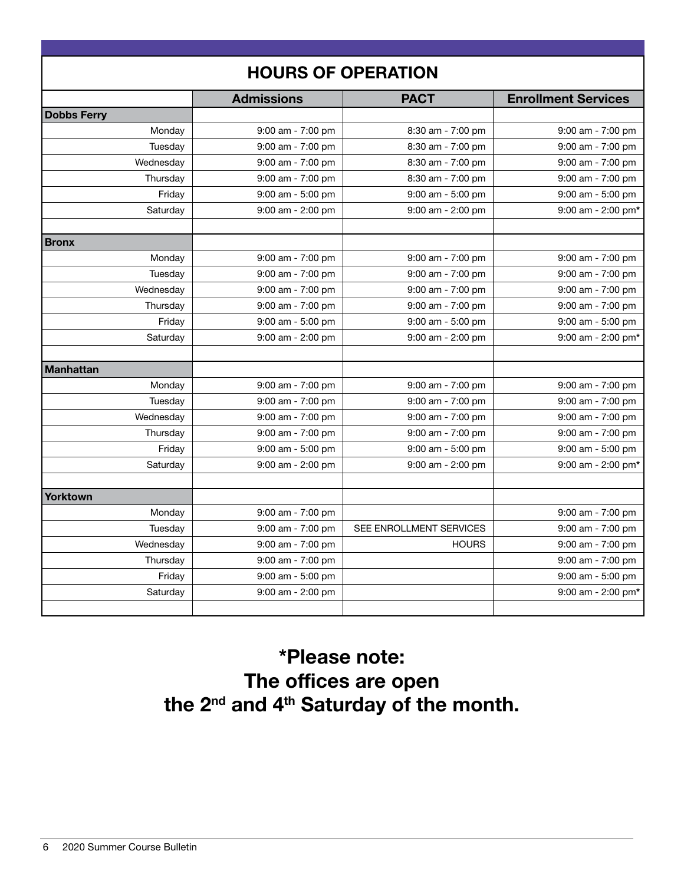## HOURS OF OPERATION

| | Admissions | PACT | Enrollment Services |
|---|---|---|---|
| **Dobbs Ferry** | | | |
| Monday | 9:00 am - 7:00 pm | 8:30 am - 7:00 pm | 9:00 am - 7:00 pm |
| Tuesday | 9:00 am - 7:00 pm | 8:30 am - 7:00 pm | 9:00 am - 7:00 pm |
| Wednesday | 9:00 am - 7:00 pm | 8:30 am - 7:00 pm | 9:00 am - 7:00 pm |
| Thursday | 9:00 am - 7:00 pm | 8:30 am - 7:00 pm | 9:00 am - 7:00 pm |
| Friday | 9:00 am - 5:00 pm | 9:00 am - 5:00 pm | 9:00 am - 5:00 pm |
| Saturday | 9:00 am - 2:00 pm | 9:00 am - 2:00 pm | 9:00 am - 2:00 pm* |
| **Bronx** | | | |
| Monday | 9:00 am - 7:00 pm | 9:00 am - 7:00 pm | 9:00 am - 7:00 pm |
| Tuesday | 9:00 am - 7:00 pm | 9:00 am - 7:00 pm | 9:00 am - 7:00 pm |
| Wednesday | 9:00 am - 7:00 pm | 9:00 am - 7:00 pm | 9:00 am - 7:00 pm |
| Thursday | 9:00 am - 7:00 pm | 9:00 am - 7:00 pm | 9:00 am - 7:00 pm |
| Friday | 9:00 am - 5:00 pm | 9:00 am - 5:00 pm | 9:00 am - 5:00 pm |
| Saturday | 9:00 am - 2:00 pm | 9:00 am - 2:00 pm | 9:00 am - 2:00 pm* |
| **Manhattan** | | | |
| Monday | 9:00 am - 7:00 pm | 9:00 am - 7:00 pm | 9:00 am - 7:00 pm |
| Tuesday | 9:00 am - 7:00 pm | 9:00 am - 7:00 pm | 9:00 am - 7:00 pm |
| Wednesday | 9:00 am - 7:00 pm | 9:00 am - 7:00 pm | 9:00 am - 7:00 pm |
| Thursday | 9:00 am - 7:00 pm | 9:00 am - 7:00 pm | 9:00 am - 7:00 pm |
| Friday | 9:00 am - 5:00 pm | 9:00 am - 5:00 pm | 9:00 am - 5:00 pm |
| Saturday | 9:00 am - 2:00 pm | 9:00 am - 2:00 pm | 9:00 am - 2:00 pm* |
| **Yorktown** | | | |
| Monday | 9:00 am - 7:00 pm | | 9:00 am - 7:00 pm |
| Tuesday | 9:00 am - 7:00 pm | SEE ENROLLMENT SERVICES | 9:00 am - 7:00 pm |
| Wednesday | 9:00 am - 7:00 pm | HOURS | 9:00 am - 7:00 pm |
| Thursday | 9:00 am - 7:00 pm | | 9:00 am - 7:00 pm |
| Friday | 9:00 am - 5:00 pm | | 9:00 am - 5:00 pm |
| Saturday | 9:00 am - 2:00 pm | | 9:00 am - 2:00 pm* |

**\*Please note:**
**The offices are open**
**the 2nd and 4th Saturday of the month.**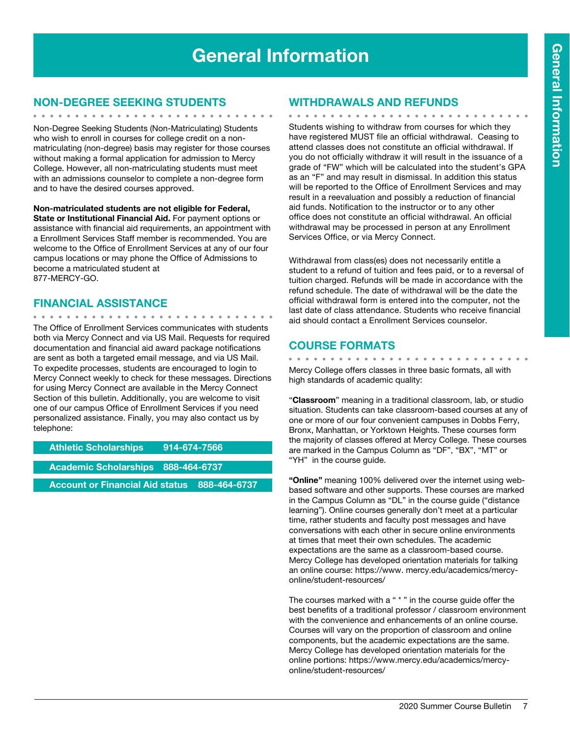# General Information

## NON-DEGREE SEEKING STUDENTS

Non-Degree Seeking Students (Non-Matriculating) Students who wish to enroll in courses for college credit on a non-matriculating (non-degree) basis may register for those courses without making a formal application for admission to Mercy College. However, all non-matriculating students must meet with an admissions counselor to complete a non-degree form and to have the desired courses approved.

**Non-matriculated students are not eligible for Federal, State or Institutional Financial Aid.** For payment options or assistance with financial aid requirements, an appointment with a Enrollment Services Staff member is recommended. You are welcome to the Office of Enrollment Services at any of our four campus locations or may phone the Office of Admissions to become a matriculated student at 877-MERCY-GO.

## FINANCIAL ASSISTANCE

The Office of Enrollment Services communicates with students both via Mercy Connect and via US Mail. Requests for required documentation and financial aid award package notifications are sent as both a targeted email message, and via US Mail. To expedite processes, students are encouraged to login to Mercy Connect weekly to check for these messages. Directions for using Mercy Connect are available in the Mercy Connect Section of this bulletin. Additionally, you are welcome to visit one of our campus Office of Enrollment Services if you need personalized assistance. Finally, you may also contact us by telephone:

| | |
|---|---|
| **Athletic Scholarships** | **914-674-7566** |
| **Academic Scholarships** | **888-464-6737** |
| **Account or Financial Aid status** | **888-464-6737** |

## WITHDRAWALS AND REFUNDS

Students wishing to withdraw from courses for which they have registered MUST file an official withdrawal. Ceasing to attend classes does not constitute an official withdrawal. If you do not officially withdraw it will result in the issuance of a grade of "FW" which will be calculated into the student's GPA as an "F" and may result in dismissal. In addition this status will be reported to the Office of Enrollment Services and may result in a reevaluation and possibly a reduction of financial aid funds. Notification to the instructor or to any other office does not constitute an official withdrawal. An official withdrawal may be processed in person at any Enrollment Services Office, or via Mercy Connect.

Withdrawal from class(es) does not necessarily entitle a student to a refund of tuition and fees paid, or to a reversal of tuition charged. Refunds will be made in accordance with the refund schedule. The date of withdrawal will be the date the official withdrawal form is entered into the computer, not the last date of class attendance. Students who receive financial aid should contact a Enrollment Services counselor.

## COURSE FORMATS

Mercy College offers classes in three basic formats, all with high standards of academic quality:

"**Classroom**" meaning in a traditional classroom, lab, or studio situation. Students can take classroom-based courses at any of one or more of our four convenient campuses in Dobbs Ferry, Bronx, Manhattan, or Yorktown Heights. These courses form the majority of classes offered at Mercy College. These courses are marked in the Campus Column as "DF", "BX", "MT" or "YH" in the course guide.

**"Online"** meaning 100% delivered over the internet using web-based software and other supports. These courses are marked in the Campus Column as "DL" in the course guide ("distance learning"). Online courses generally don't meet at a particular time, rather students and faculty post messages and have conversations with each other in secure online environments at times that meet their own schedules. The academic expectations are the same as a classroom-based course. Mercy College has developed orientation materials for talking an online course: https://www. mercy.edu/academics/mercy-online/student-resources/

The courses marked with a " * " in the course guide offer the best benefits of a traditional professor / classroom environment with the convenience and enhancements of an online course. Courses will vary on the proportion of classroom and online components, but the academic expectations are the same. Mercy College has developed orientation materials for the online portions: https://www.mercy.edu/academics/mercy-online/student-resources/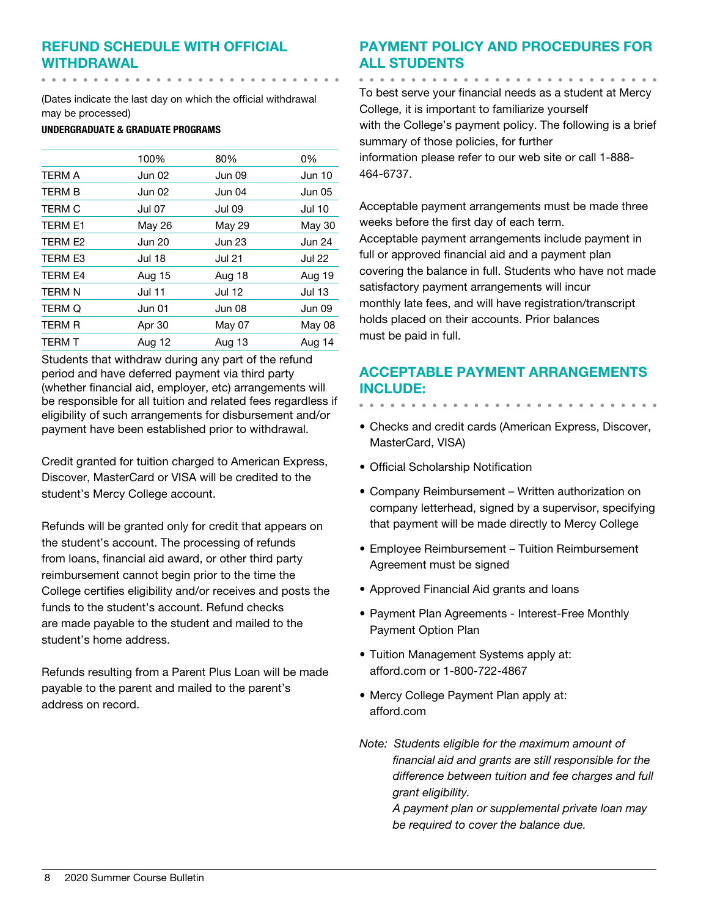## REFUND SCHEDULE WITH OFFICIAL WITHDRAWAL

(Dates indicate the last day on which the official withdrawal may be processed)

**UNDERGRADUATE & GRADUATE PROGRAMS**

| | 100% | 80% | 0% |
|---|---|---|---|
| TERM A | Jun 02 | Jun 09 | Jun 10 |
| TERM B | Jun 02 | Jun 04 | Jun 05 |
| TERM C | Jul 07 | Jul 09 | Jul 10 |
| TERM E1 | May 26 | May 29 | May 30 |
| TERM E2 | Jun 20 | Jun 23 | Jun 24 |
| TERM E3 | Jul 18 | Jul 21 | Jul 22 |
| TERM E4 | Aug 15 | Aug 18 | Aug 19 |
| TERM N | Jul 11 | Jul 12 | Jul 13 |
| TERM Q | Jun 01 | Jun 08 | Jun 09 |
| TERM R | Apr 30 | May 07 | May 08 |
| TERM T | Aug 12 | Aug 13 | Aug 14 |

Students that withdraw during any part of the refund period and have deferred payment via third party (whether financial aid, employer, etc) arrangements will be responsible for all tuition and related fees regardless if eligibility of such arrangements for disbursement and/or payment have been established prior to withdrawal.

Credit granted for tuition charged to American Express, Discover, MasterCard or VISA will be credited to the student's Mercy College account.

Refunds will be granted only for credit that appears on the student's account. The processing of refunds from loans, financial aid award, or other third party reimbursement cannot begin prior to the time the College certifies eligibility and/or receives and posts the funds to the student's account. Refund checks are made payable to the student and mailed to the student's home address.

Refunds resulting from a Parent Plus Loan will be made payable to the parent and mailed to the parent's address on record.

## PAYMENT POLICY AND PROCEDURES FOR ALL STUDENTS

To best serve your financial needs as a student at Mercy College, it is important to familiarize yourself with the College's payment policy. The following is a brief summary of those policies, for further information please refer to our web site or call 1-888-464-6737.

Acceptable payment arrangements must be made three weeks before the first day of each term. Acceptable payment arrangements include payment in full or approved financial aid and a payment plan covering the balance in full. Students who have not made satisfactory payment arrangements will incur monthly late fees, and will have registration/transcript holds placed on their accounts. Prior balances must be paid in full.

## ACCEPTABLE PAYMENT ARRANGEMENTS INCLUDE:

- Checks and credit cards (American Express, Discover, MasterCard, VISA)
- Official Scholarship Notification
- Company Reimbursement – Written authorization on company letterhead, signed by a supervisor, specifying that payment will be made directly to Mercy College
- Employee Reimbursement – Tuition Reimbursement Agreement must be signed
- Approved Financial Aid grants and loans
- Payment Plan Agreements - Interest-Free Monthly Payment Option Plan
- Tuition Management Systems apply at: afford.com or 1-800-722-4867
- Mercy College Payment Plan apply at: afford.com

*Note: Students eligible for the maximum amount of financial aid and grants are still responsible for the difference between tuition and fee charges and full grant eligibility.*
*A payment plan or supplemental private loan may be required to cover the balance due.*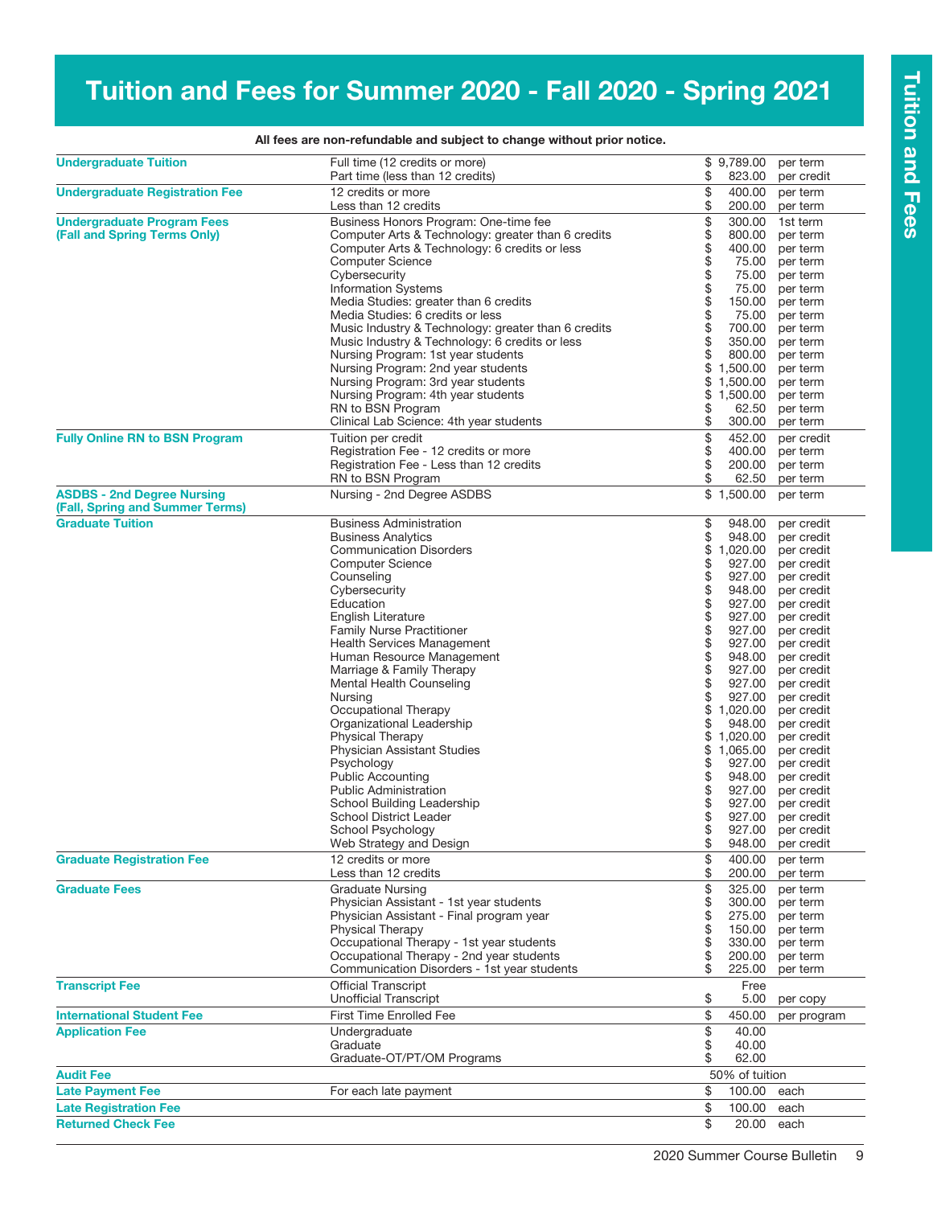# Tuition and Fees for Summer 2020 - Fall 2020 - Spring 2021

**All fees are non-refundable and subject to change without prior notice.**

| Category | Description | Amount | Unit |
|---|---|---|---|
| **Undergraduate Tuition** | Full time (12 credits or more) | $ 9,789.00 | per term |
| | Part time (less than 12 credits) | $ 823.00 | per credit |
| **Undergraduate Registration Fee** | 12 credits or more | $ 400.00 | per term |
| | Less than 12 credits | $ 200.00 | per term |
| **Undergraduate Program Fees (Fall and Spring Terms Only)** | Business Honors Program: One-time fee | $ 300.00 | 1st term |
| | Computer Arts & Technology: greater than 6 credits | $ 800.00 | per term |
| | Computer Arts & Technology: 6 credits or less | $ 400.00 | per term |
| | Computer Science | $ 75.00 | per term |
| | Cybersecurity | $ 75.00 | per term |
| | Information Systems | $ 75.00 | per term |
| | Media Studies: greater than 6 credits | $ 150.00 | per term |
| | Media Studies: 6 credits or less | $ 75.00 | per term |
| | Music Industry & Technology: greater than 6 credits | $ 700.00 | per term |
| | Music Industry & Technology: 6 credits or less | $ 350.00 | per term |
| | Nursing Program: 1st year students | $ 800.00 | per term |
| | Nursing Program: 2nd year students | $ 1,500.00 | per term |
| | Nursing Program: 3rd year students | $ 1,500.00 | per term |
| | Nursing Program: 4th year students | $ 1,500.00 | per term |
| | RN to BSN Program | $ 62.50 | per term |
| | Clinical Lab Science: 4th year students | $ 300.00 | per term |
| **Fully Online RN to BSN Program** | Tuition per credit | $ 452.00 | per credit |
| | Registration Fee - 12 credits or more | $ 400.00 | per term |
| | Registration Fee - Less than 12 credits | $ 200.00 | per term |
| | RN to BSN Program | $ 62.50 | per term |
| **ASDBS - 2nd Degree Nursing (Fall, Spring and Summer Terms)** | Nursing - 2nd Degree ASDBS | $ 1,500.00 | per term |
| **Graduate Tuition** | Business Administration | $ 948.00 | per credit |
| | Business Analytics | $ 948.00 | per credit |
| | Communication Disorders | $ 1,020.00 | per credit |
| | Computer Science | $ 927.00 | per credit |
| | Counseling | $ 927.00 | per credit |
| | Cybersecurity | $ 948.00 | per credit |
| | Education | $ 927.00 | per credit |
| | English Literature | $ 927.00 | per credit |
| | Family Nurse Practitioner | $ 927.00 | per credit |
| | Health Services Management | $ 927.00 | per credit |
| | Human Resource Management | $ 948.00 | per credit |
| | Marriage & Family Therapy | $ 927.00 | per credit |
| | Mental Health Counseling | $ 927.00 | per credit |
| | Nursing | $ 927.00 | per credit |
| | Occupational Therapy | $ 1,020.00 | per credit |
| | Organizational Leadership | $ 948.00 | per credit |
| | Physical Therapy | $ 1,020.00 | per credit |
| | Physician Assistant Studies | $ 1,065.00 | per credit |
| | Psychology | $ 927.00 | per credit |
| | Public Accounting | $ 948.00 | per credit |
| | Public Administration | $ 927.00 | per credit |
| | School Building Leadership | $ 927.00 | per credit |
| | School District Leader | $ 927.00 | per credit |
| | School Psychology | $ 927.00 | per credit |
| | Web Strategy and Design | $ 948.00 | per credit |
| **Graduate Registration Fee** | 12 credits or more | $ 400.00 | per term |
| | Less than 12 credits | $ 200.00 | per term |
| **Graduate Fees** | Graduate Nursing | $ 325.00 | per term |
| | Physician Assistant - 1st year students | $ 300.00 | per term |
| | Physician Assistant - Final program year | $ 275.00 | per term |
| | Physical Therapy | $ 150.00 | per term |
| | Occupational Therapy - 1st year students | $ 330.00 | per term |
| | Occupational Therapy - 2nd year students | $ 200.00 | per term |
| | Communication Disorders - 1st year students | $ 225.00 | per term |
| **Transcript Fee** | Official Transcript | Free | |
| | Unofficial Transcript | $ 5.00 | per copy |
| **International Student Fee** | First Time Enrolled Fee | $ 450.00 | per program |
| **Application Fee** | Undergraduate | $ 40.00 | |
| | Graduate | $ 40.00 | |
| | Graduate-OT/PT/OM Programs | $ 62.00 | |
| **Audit Fee** | | 50% of tuition | |
| **Late Payment Fee** | For each late payment | $ 100.00 | each |
| **Late Registration Fee** | | $ 100.00 | each |
| **Returned Check Fee** | | $ 20.00 | each |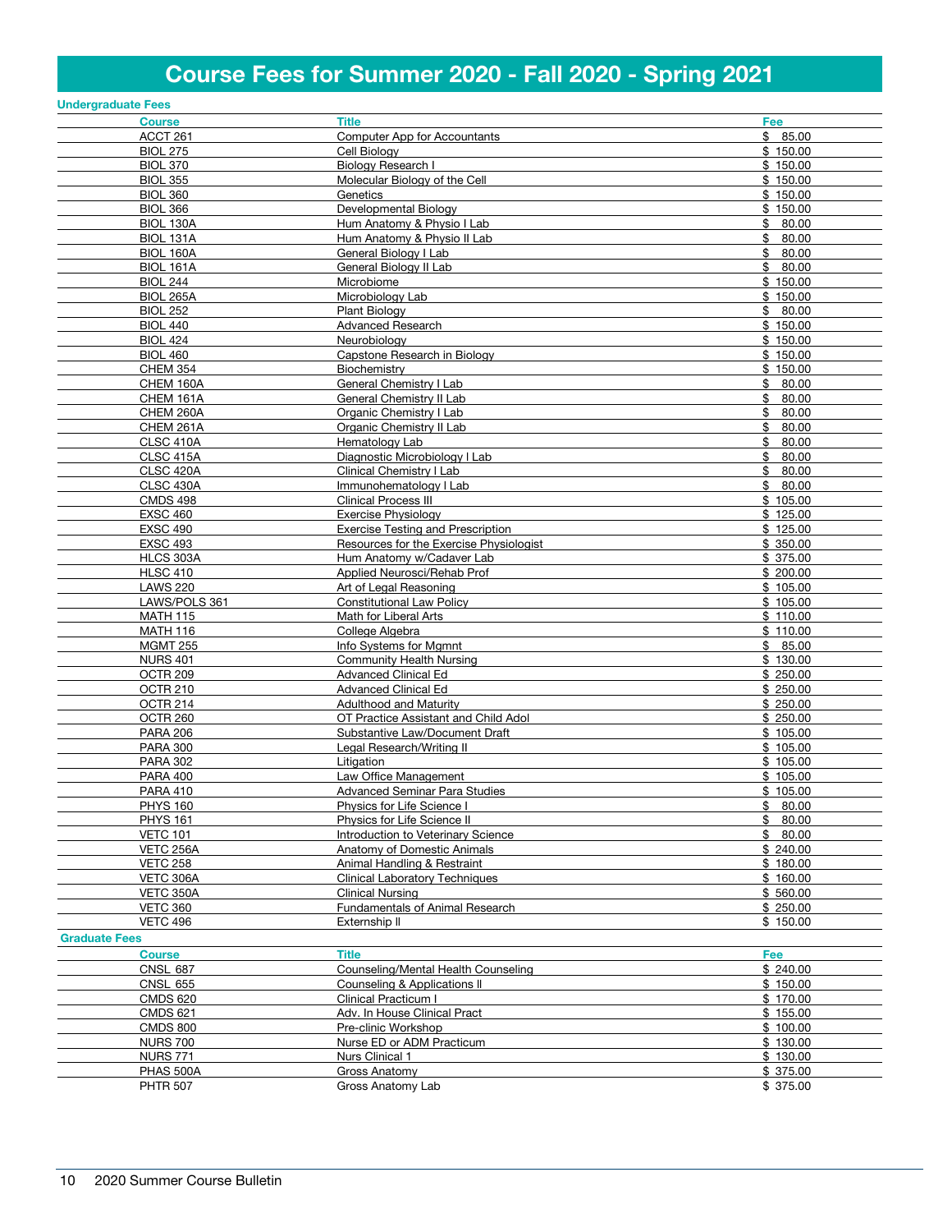# Course Fees for Summer 2020 - Fall 2020 - Spring 2021

## Undergraduate Fees

| Course | Title | Fee |
|---|---|---|
| ACCT 261 | Computer App for Accountants | $ 85.00 |
| BIOL 275 | Cell Biology | $ 150.00 |
| BIOL 370 | Biology Research I | $ 150.00 |
| BIOL 355 | Molecular Biology of the Cell | $ 150.00 |
| BIOL 360 | Genetics | $ 150.00 |
| BIOL 366 | Developmental Biology | $ 150.00 |
| BIOL 130A | Hum Anatomy & Physio I Lab | $ 80.00 |
| BIOL 131A | Hum Anatomy & Physio II Lab | $ 80.00 |
| BIOL 160A | General Biology I Lab | $ 80.00 |
| BIOL 161A | General Biology II Lab | $ 80.00 |
| BIOL 244 | Microbiome | $ 150.00 |
| BIOL 265A | Microbiology Lab | $ 150.00 |
| BIOL 252 | Plant Biology | $ 80.00 |
| BIOL 440 | Advanced Research | $ 150.00 |
| BIOL 424 | Neurobiology | $ 150.00 |
| BIOL 460 | Capstone Research in Biology | $ 150.00 |
| CHEM 354 | Biochemistry | $ 150.00 |
| CHEM 160A | General Chemistry I Lab | $ 80.00 |
| CHEM 161A | General Chemistry II Lab | $ 80.00 |
| CHEM 260A | Organic Chemistry I Lab | $ 80.00 |
| CHEM 261A | Organic Chemistry II Lab | $ 80.00 |
| CLSC 410A | Hematology Lab | $ 80.00 |
| CLSC 415A | Diagnostic Microbiology I Lab | $ 80.00 |
| CLSC 420A | Clinical Chemistry I Lab | $ 80.00 |
| CLSC 430A | Immunohematology I Lab | $ 80.00 |
| CMDS 498 | Clinical Process III | $ 105.00 |
| EXSC 460 | Exercise Physiology | $ 125.00 |
| EXSC 490 | Exercise Testing and Prescription | $ 125.00 |
| EXSC 493 | Resources for the Exercise Physiologist | $ 350.00 |
| HLCS 303A | Hum Anatomy w/Cadaver Lab | $ 375.00 |
| HLSC 410 | Applied Neurosci/Rehab Prof | $ 200.00 |
| LAWS 220 | Art of Legal Reasoning | $ 105.00 |
| LAWS/POLS 361 | Constitutional Law Policy | $ 105.00 |
| MATH 115 | Math for Liberal Arts | $ 110.00 |
| MATH 116 | College Algebra | $ 110.00 |
| MGMT 255 | Info Systems for Mgmnt | $ 85.00 |
| NURS 401 | Community Health Nursing | $ 130.00 |
| OCTR 209 | Advanced Clinical Ed | $ 250.00 |
| OCTR 210 | Advanced Clinical Ed | $ 250.00 |
| OCTR 214 | Adulthood and Maturity | $ 250.00 |
| OCTR 260 | OT Practice Assistant and Child Adol | $ 250.00 |
| PARA 206 | Substantive Law/Document Draft | $ 105.00 |
| PARA 300 | Legal Research/Writing II | $ 105.00 |
| PARA 302 | Litigation | $ 105.00 |
| PARA 400 | Law Office Management | $ 105.00 |
| PARA 410 | Advanced Seminar Para Studies | $ 105.00 |
| PHYS 160 | Physics for Life Science I | $ 80.00 |
| PHYS 161 | Physics for Life Science II | $ 80.00 |
| VETC 101 | Introduction to Veterinary Science | $ 80.00 |
| VETC 256A | Anatomy of Domestic Animals | $ 240.00 |
| VETC 258 | Animal Handling & Restraint | $ 180.00 |
| VETC 306A | Clinical Laboratory Techniques | $ 160.00 |
| VETC 350A | Clinical Nursing | $ 560.00 |
| VETC 360 | Fundamentals of Animal Research | $ 250.00 |
| VETC 496 | Externship II | $ 150.00 |

## Graduate Fees

| Course | Title | Fee |
|---|---|---|
| CNSL 687 | Counseling/Mental Health Counseling | $ 240.00 |
| CNSL 655 | Counseling & Applications II | $ 150.00 |
| CMDS 620 | Clinical Practicum I | $ 170.00 |
| CMDS 621 | Adv. In House Clinical Pract | $ 155.00 |
| CMDS 800 | Pre-clinic Workshop | $ 100.00 |
| NURS 700 | Nurse ED or ADM Practicum | $ 130.00 |
| NURS 771 | Nurs Clinical 1 | $ 130.00 |
| PHAS 500A | Gross Anatomy | $ 375.00 |
| PHTR 507 | Gross Anatomy Lab | $ 375.00 |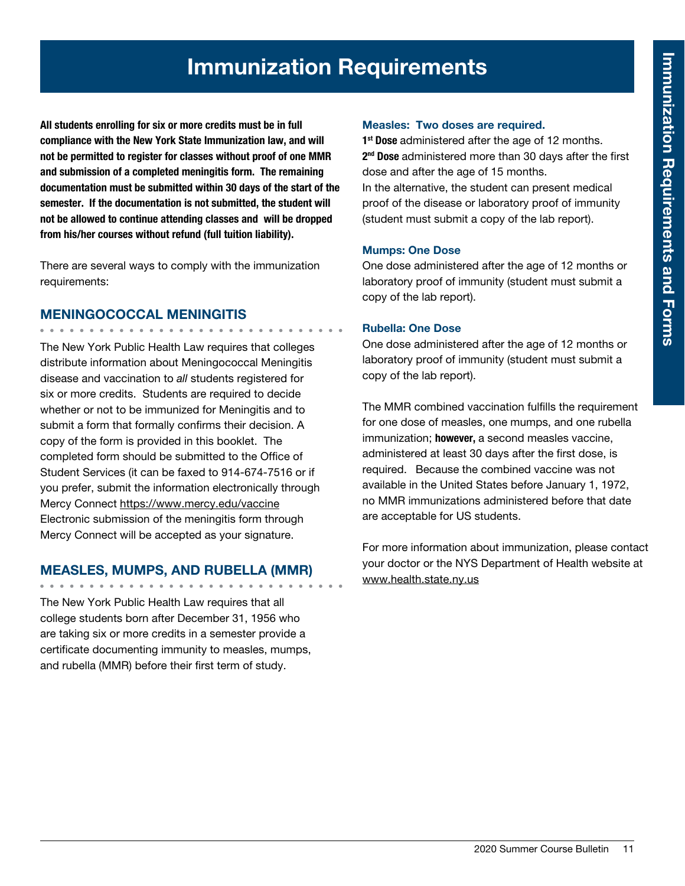# Immunization Requirements

**All students enrolling for six or more credits must be in full compliance with the New York State Immunization law, and will not be permitted to register for classes without proof of one MMR and submission of a completed meningitis form. The remaining documentation must be submitted within 30 days of the start of the semester. If the documentation is not submitted, the student will not be allowed to continue attending classes and will be dropped from his/her courses without refund (full tuition liability).**

There are several ways to comply with the immunization requirements:

## MENINGOCOCCAL MENINGITIS

The New York Public Health Law requires that colleges distribute information about Meningococcal Meningitis disease and vaccination to *all* students registered for six or more credits. Students are required to decide whether or not to be immunized for Meningitis and to submit a form that formally confirms their decision. A copy of the form is provided in this booklet. The completed form should be submitted to the Office of Student Services (it can be faxed to 914-674-7516 or if you prefer, submit the information electronically through Mercy Connect https://www.mercy.edu/vaccine Electronic submission of the meningitis form through Mercy Connect will be accepted as your signature.

## MEASLES, MUMPS, AND RUBELLA (MMR)

The New York Public Health Law requires that all college students born after December 31, 1956 who are taking six or more credits in a semester provide a certificate documenting immunity to measles, mumps, and rubella (MMR) before their first term of study.

### Measles: Two doses are required.

**1st Dose** administered after the age of 12 months.
**2nd Dose** administered more than 30 days after the first dose and after the age of 15 months.
In the alternative, the student can present medical proof of the disease or laboratory proof of immunity (student must submit a copy of the lab report).

### Mumps: One Dose

One dose administered after the age of 12 months or laboratory proof of immunity (student must submit a copy of the lab report).

### Rubella: One Dose

One dose administered after the age of 12 months or laboratory proof of immunity (student must submit a copy of the lab report).

The MMR combined vaccination fulfills the requirement for one dose of measles, one mumps, and one rubella immunization; **however,** a second measles vaccine, administered at least 30 days after the first dose, is required. Because the combined vaccine was not available in the United States before January 1, 1972, no MMR immunizations administered before that date are acceptable for US students.

For more information about immunization, please contact your doctor or the NYS Department of Health website at www.health.state.ny.us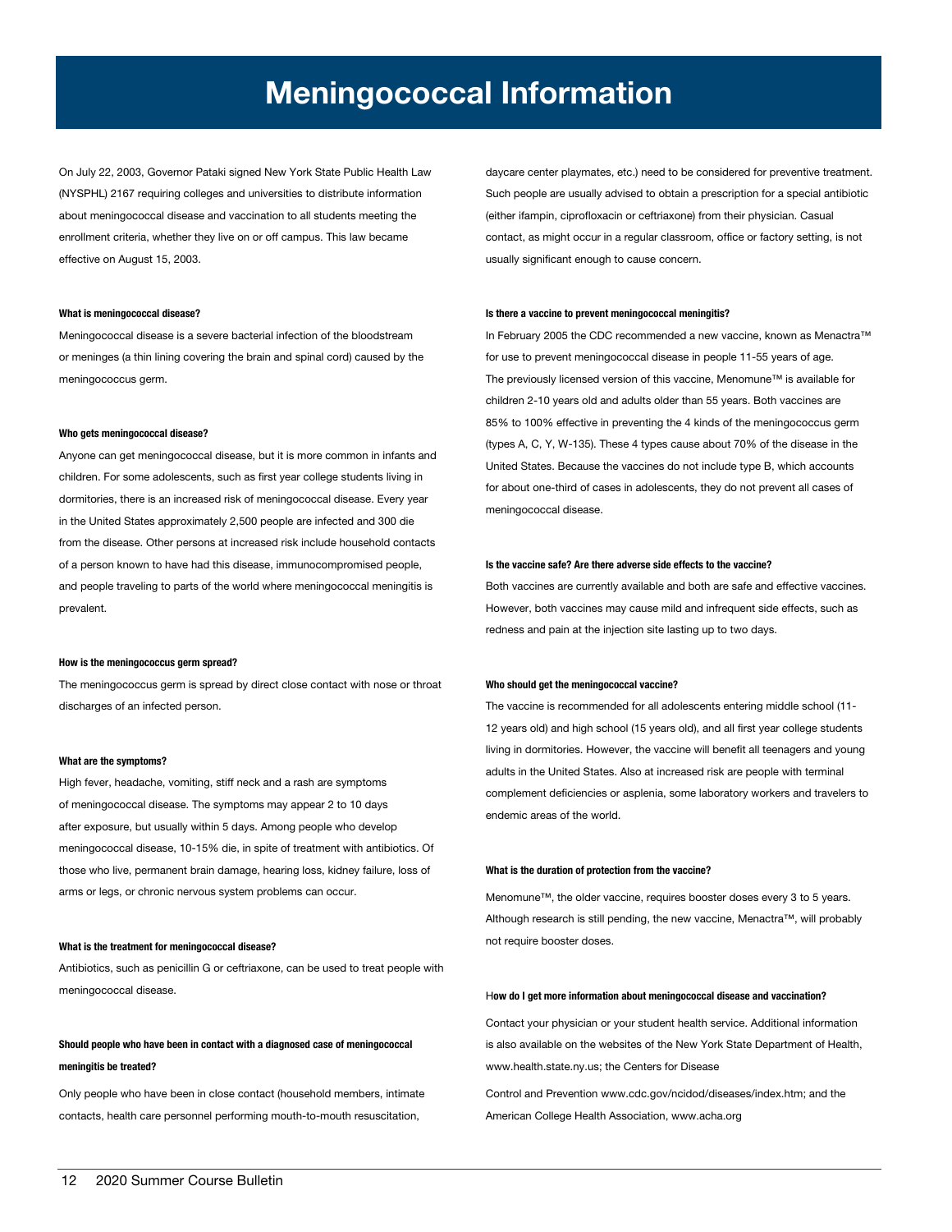# Meningococcal Information

On July 22, 2003, Governor Pataki signed New York State Public Health Law (NYSPHL) 2167 requiring colleges and universities to distribute information about meningococcal disease and vaccination to all students meeting the enrollment criteria, whether they live on or off campus. This law became effective on August 15, 2003.

#### What is meningococcal disease?

Meningococcal disease is a severe bacterial infection of the bloodstream or meninges (a thin lining covering the brain and spinal cord) caused by the meningococcus germ.

#### Who gets meningococcal disease?

Anyone can get meningococcal disease, but it is more common in infants and children. For some adolescents, such as first year college students living in dormitories, there is an increased risk of meningococcal disease. Every year in the United States approximately 2,500 people are infected and 300 die from the disease. Other persons at increased risk include household contacts of a person known to have had this disease, immunocompromised people, and people traveling to parts of the world where meningococcal meningitis is prevalent.

#### How is the meningococcus germ spread?

The meningococcus germ is spread by direct close contact with nose or throat discharges of an infected person.

#### What are the symptoms?

High fever, headache, vomiting, stiff neck and a rash are symptoms of meningococcal disease. The symptoms may appear 2 to 10 days after exposure, but usually within 5 days. Among people who develop meningococcal disease, 10-15% die, in spite of treatment with antibiotics. Of those who live, permanent brain damage, hearing loss, kidney failure, loss of arms or legs, or chronic nervous system problems can occur.

#### What is the treatment for meningococcal disease?

Antibiotics, such as penicillin G or ceftriaxone, can be used to treat people with meningococcal disease.

#### Should people who have been in contact with a diagnosed case of meningococcal meningitis be treated?

Only people who have been in close contact (household members, intimate contacts, health care personnel performing mouth-to-mouth resuscitation, daycare center playmates, etc.) need to be considered for preventive treatment. Such people are usually advised to obtain a prescription for a special antibiotic (either ifampin, ciprofloxacin or ceftriaxone) from their physician. Casual contact, as might occur in a regular classroom, office or factory setting, is not usually significant enough to cause concern.

#### Is there a vaccine to prevent meningococcal meningitis?

In February 2005 the CDC recommended a new vaccine, known as Menactra™ for use to prevent meningococcal disease in people 11-55 years of age. The previously licensed version of this vaccine, Menomune™ is available for children 2-10 years old and adults older than 55 years. Both vaccines are 85% to 100% effective in preventing the 4 kinds of the meningococcus germ (types A, C, Y, W-135). These 4 types cause about 70% of the disease in the United States. Because the vaccines do not include type B, which accounts for about one-third of cases in adolescents, they do not prevent all cases of meningococcal disease.

#### Is the vaccine safe? Are there adverse side effects to the vaccine?

Both vaccines are currently available and both are safe and effective vaccines. However, both vaccines may cause mild and infrequent side effects, such as redness and pain at the injection site lasting up to two days.

#### Who should get the meningococcal vaccine?

The vaccine is recommended for all adolescents entering middle school (11-12 years old) and high school (15 years old), and all first year college students living in dormitories. However, the vaccine will benefit all teenagers and young adults in the United States. Also at increased risk are people with terminal complement deficiencies or asplenia, some laboratory workers and travelers to endemic areas of the world.

#### What is the duration of protection from the vaccine?

Menomune™, the older vaccine, requires booster doses every 3 to 5 years. Although research is still pending, the new vaccine, Menactra™, will probably not require booster doses.

#### How do I get more information about meningococcal disease and vaccination?

Contact your physician or your student health service. Additional information is also available on the websites of the New York State Department of Health, www.health.state.ny.us; the Centers for Disease

Control and Prevention www.cdc.gov/ncidod/diseases/index.htm; and the American College Health Association, www.acha.org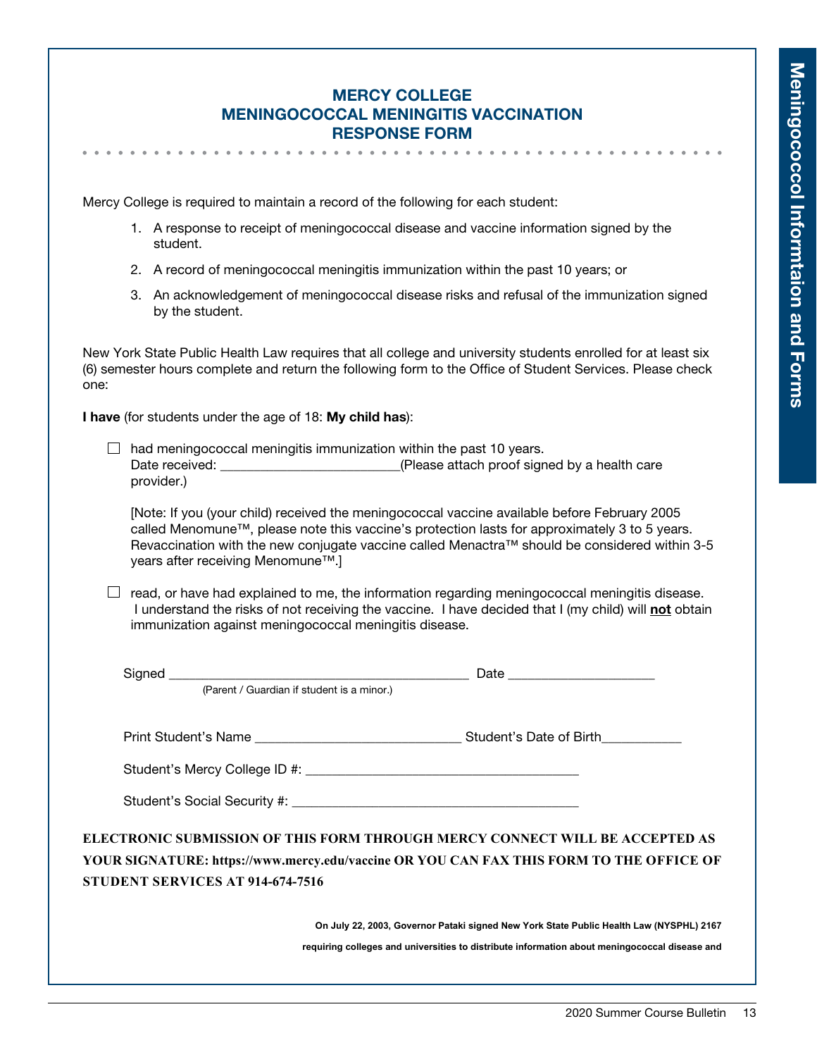# MERCY COLLEGE
# MENINGOCOCCAL MENINGITIS VACCINATION
# RESPONSE FORM

Mercy College is required to maintain a record of the following for each student:

1. A response to receipt of meningococcal disease and vaccine information signed by the student.
2. A record of meningococcal meningitis immunization within the past 10 years; or
3. An acknowledgement of meningococcal disease risks and refusal of the immunization signed by the student.

New York State Public Health Law requires that all college and university students enrolled for at least six (6) semester hours complete and return the following form to the Office of Student Services. Please check one:

**I have** (for students under the age of 18: **My child has**):

☐ had meningococcal meningitis immunization within the past 10 years.
Date received: _________________________(Please attach proof signed by a health care provider.)

[Note: If you (your child) received the meningococcal vaccine available before February 2005 called Menomune™, please note this vaccine's protection lasts for approximately 3 to 5 years. Revaccination with the new conjugate vaccine called Menactra™ should be considered within 3-5 years after receiving Menomune™.]

☐ read, or have had explained to me, the information regarding meningococcal meningitis disease. I understand the risks of not receiving the vaccine. I have decided that I (my child) will **not** obtain immunization against meningococcal meningitis disease.

Signed ___________________________________________ Date ____________________
(Parent / Guardian if student is a minor.)

Print Student's Name _____________________________ Student's Date of Birth___________

Student's Mercy College ID #: ______________________________________

Student's Social Security #: ________________________________________

**ELECTRONIC SUBMISSION OF THIS FORM THROUGH MERCY CONNECT WILL BE ACCEPTED AS YOUR SIGNATURE: https://www.mercy.edu/vaccine OR YOU CAN FAX THIS FORM TO THE OFFICE OF STUDENT SERVICES AT 914-674-7516**

**On July 22, 2003, Governor Pataki signed New York State Public Health Law (NYSPHL) 2167 requiring colleges and universities to distribute information about meningococcal disease and**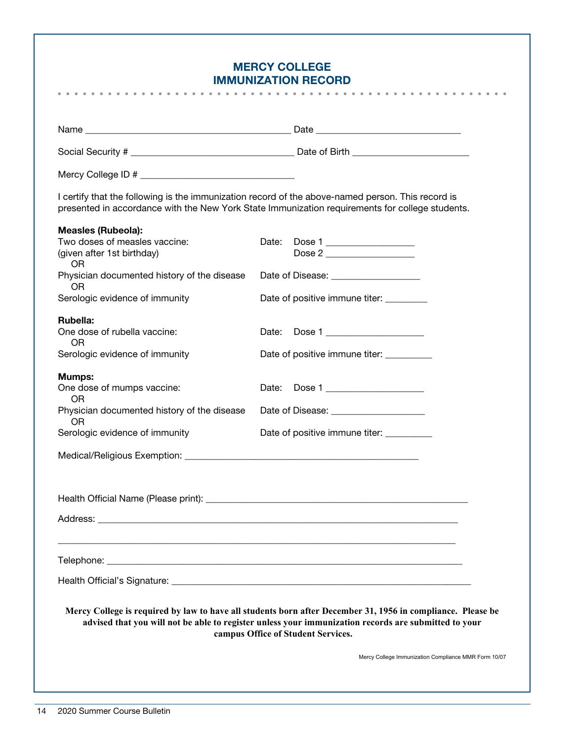# MERCY COLLEGE
# IMMUNIZATION RECORD

Name ________________________________________ Date ____________________________

Social Security # _______________________________ Date of Birth ______________________

Mercy College ID # _____________________________

I certify that the following is the immunization record of the above-named person. This record is presented in accordance with the New York State Immunization requirements for college students.

**Measles (Rubeola):**

Two doses of measles vaccine: Date: Dose 1 _________________
(given after 1st birthday) Dose 2 _________________
OR
Physician documented history of the disease Date of Disease: _________________
OR
Serologic evidence of immunity Date of positive immune titer: ________

**Rubella:**

One dose of rubella vaccine: Date: Dose 1 ___________________
OR
Serologic evidence of immunity Date of positive immune titer: _________

**Mumps:**

One dose of mumps vaccine: Date: Dose 1 ___________________
OR
Physician documented history of the disease Date of Disease: __________________
OR
Serologic evidence of immunity Date of positive immune titer: _________

Medical/Religious Exemption: _____________________________________________

Health Official Name (Please print): ___________________________________________________

Address: ___________________________________________________________________________

_____________________________________________________________________________________

Telephone: _________________________________________________________________________

Health Official's Signature: _________________________________________________________

**Mercy College is required by law to have all students born after December 31, 1956 in compliance. Please be advised that you will not be able to register unless your immunization records are submitted to your campus Office of Student Services.**

Mercy College Immunization Compliance MMR Form 10/07